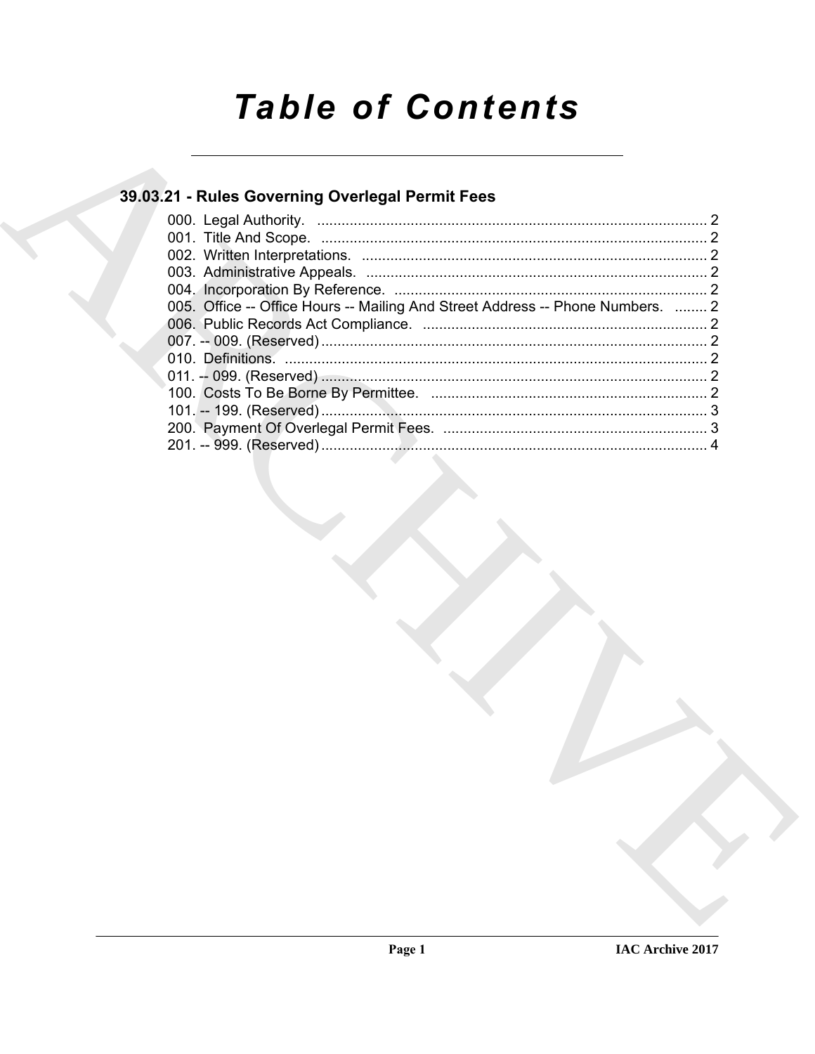# Table of Contents

## 39.03.21 - Rules Governing Overlegal Permit Fees

000. Legal Authority. ................................................................................................ 2
001. Title And Scope. ................................................................................................ 2
002. Written Interpretations. ...................................................................................... 2
003. Administrative Appeals. ..................................................................................... 2
004. Incorporation By Reference. .............................................................................. 2
005. Office -- Office Hours -- Mailing And Street Address -- Phone Numbers. ......... 2
006. Public Records Act Compliance. ....................................................................... 2
007. -- 009. (Reserved) ................................................................................................ 2
010. Definitions. ......................................................................................................... 2
011. -- 099. (Reserved) ................................................................................................ 2
100. Costs To Be Borne By Permittee. ...................................................................... 2
101. -- 199. (Reserved) ................................................................................................ 3
200. Payment Of Overlegal Permit Fees. .................................................................. 3
201. -- 999. (Reserved) ................................................................................................ 4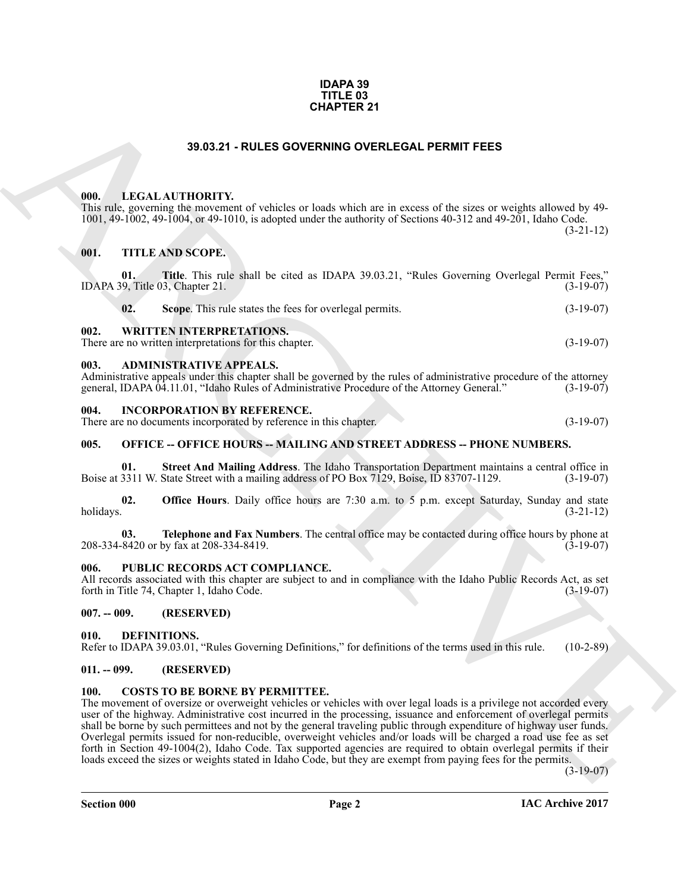**IDAPA 39**
**TITLE 03**
**CHAPTER 21**

# 39.03.21 - RULES GOVERNING OVERLEGAL PERMIT FEES

## 000. LEGAL AUTHORITY.

This rule, governing the movement of vehicles or loads which are in excess of the sizes or weights allowed by 49-1001, 49-1002, 49-1004, or 49-1010, is adopted under the authority of Sections 40-312 and 49-201, Idaho Code. (3-21-12)

## 001. TITLE AND SCOPE.

**01. Title**. This rule shall be cited as IDAPA 39.03.21, "Rules Governing Overlegal Permit Fees," IDAPA 39, Title 03, Chapter 21. (3-19-07)

**02. Scope**. This rule states the fees for overlegal permits. (3-19-07)

## 002. WRITTEN INTERPRETATIONS.

There are no written interpretations for this chapter. (3-19-07)

## 003. ADMINISTRATIVE APPEALS.

Administrative appeals under this chapter shall be governed by the rules of administrative procedure of the attorney general, IDAPA 04.11.01, "Idaho Rules of Administrative Procedure of the Attorney General." (3-19-07)

## 004. INCORPORATION BY REFERENCE.

There are no documents incorporated by reference in this chapter. (3-19-07)

## 005. OFFICE -- OFFICE HOURS -- MAILING AND STREET ADDRESS -- PHONE NUMBERS.

**01. Street And Mailing Address**. The Idaho Transportation Department maintains a central office in Boise at 3311 W. State Street with a mailing address of PO Box 7129, Boise, ID 83707-1129. (3-19-07)

**02. Office Hours**. Daily office hours are 7:30 a.m. to 5 p.m. except Saturday, Sunday and state holidays. (3-21-12)

**03. Telephone and Fax Numbers**. The central office may be contacted during office hours by phone at 208-334-8420 or by fax at 208-334-8419. (3-19-07)

## 006. PUBLIC RECORDS ACT COMPLIANCE.

All records associated with this chapter are subject to and in compliance with the Idaho Public Records Act, as set forth in Title 74, Chapter 1, Idaho Code. (3-19-07)

## 007. -- 009. (RESERVED)

## 010. DEFINITIONS.

Refer to IDAPA 39.03.01, "Rules Governing Definitions," for definitions of the terms used in this rule. (10-2-89)

## 011. -- 099. (RESERVED)

## 100. COSTS TO BE BORNE BY PERMITTEE.

The movement of oversize or overweight vehicles or vehicles with over legal loads is a privilege not accorded every user of the highway. Administrative cost incurred in the processing, issuance and enforcement of overlegal permits shall be borne by such permittees and not by the general traveling public through expenditure of highway user funds. Overlegal permits issued for non-reducible, overweight vehicles and/or loads will be charged a road use fee as set forth in Section 49-1004(2), Idaho Code. Tax supported agencies are required to obtain overlegal permits if their loads exceed the sizes or weights stated in Idaho Code, but they are exempt from paying fees for the permits. (3-19-07)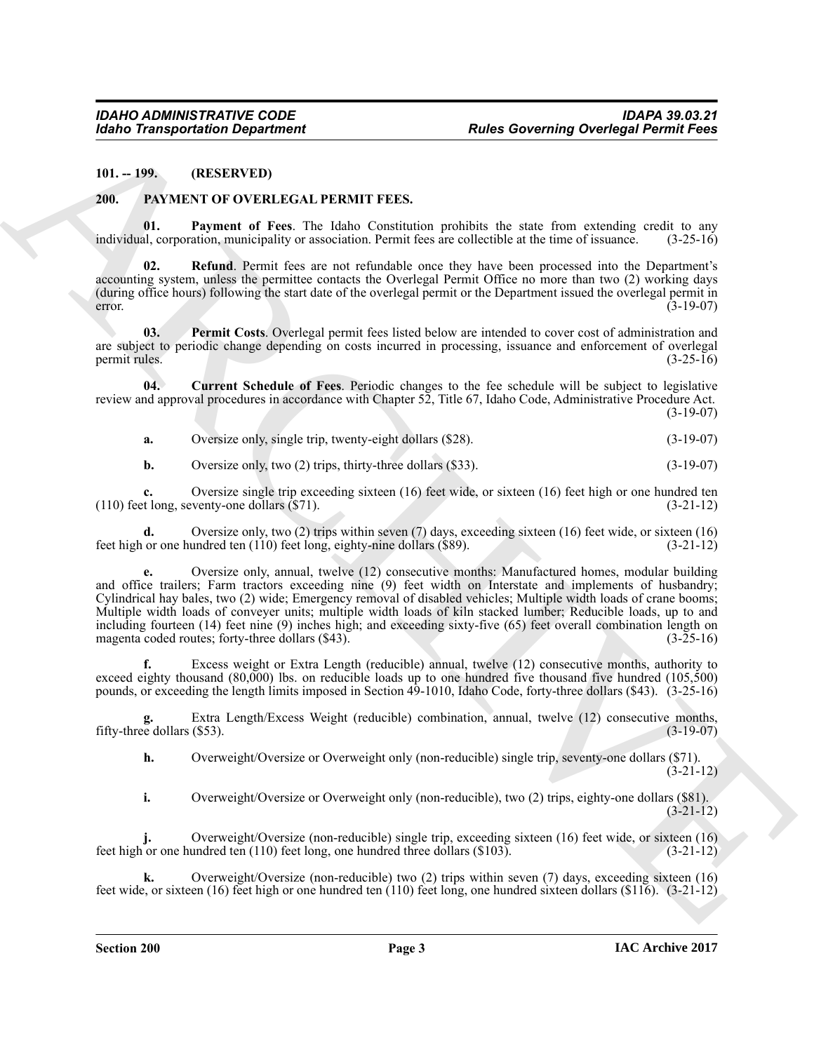**101. -- 199. (RESERVED)**

**200. PAYMENT OF OVERLEGAL PERMIT FEES.**

**01. Payment of Fees**. The Idaho Constitution prohibits the state from extending credit to any individual, corporation, municipality or association. Permit fees are collectible at the time of issuance. (3-25-16)

**02. Refund**. Permit fees are not refundable once they have been processed into the Department's accounting system, unless the permittee contacts the Overlegal Permit Office no more than two (2) working days (during office hours) following the start date of the overlegal permit or the Department issued the overlegal permit in error. (3-19-07)

**03. Permit Costs**. Overlegal permit fees listed below are intended to cover cost of administration and are subject to periodic change depending on costs incurred in processing, issuance and enforcement of overlegal permit rules. (3-25-16)

**04. Current Schedule of Fees**. Periodic changes to the fee schedule will be subject to legislative review and approval procedures in accordance with Chapter 52, Title 67, Idaho Code, Administrative Procedure Act. (3-19-07)

**a.** Oversize only, single trip, twenty-eight dollars ($28). (3-19-07)

**b.** Oversize only, two (2) trips, thirty-three dollars ($33). (3-19-07)

**c.** Oversize single trip exceeding sixteen (16) feet wide, or sixteen (16) feet high or one hundred ten (110) feet long, seventy-one dollars ($71). (3-21-12)

**d.** Oversize only, two (2) trips within seven (7) days, exceeding sixteen (16) feet wide, or sixteen (16) feet high or one hundred ten (110) feet long, eighty-nine dollars ($89). (3-21-12)

**e.** Oversize only, annual, twelve (12) consecutive months: Manufactured homes, modular building and office trailers; Farm tractors exceeding nine (9) feet width on Interstate and implements of husbandry; Cylindrical hay bales, two (2) wide; Emergency removal of disabled vehicles; Multiple width loads of crane booms; Multiple width loads of conveyer units; multiple width loads of kiln stacked lumber; Reducible loads, up to and including fourteen (14) feet nine (9) inches high; and exceeding sixty-five (65) feet overall combination length on magenta coded routes; forty-three dollars ($43). (3-25-16)

**f.** Excess weight or Extra Length (reducible) annual, twelve (12) consecutive months, authority to exceed eighty thousand (80,000) lbs. on reducible loads up to one hundred five thousand five hundred (105,500) pounds, or exceeding the length limits imposed in Section 49-1010, Idaho Code, forty-three dollars ($43). (3-25-16)

**g.** Extra Length/Excess Weight (reducible) combination, annual, twelve (12) consecutive months, fifty-three dollars ($53). (3-19-07)

**h.** Overweight/Oversize or Overweight only (non-reducible) single trip, seventy-one dollars ($71). (3-21-12)

**i.** Overweight/Oversize or Overweight only (non-reducible), two (2) trips, eighty-one dollars ($81). (3-21-12)

**j.** Overweight/Oversize (non-reducible) single trip, exceeding sixteen (16) feet wide, or sixteen (16) feet high or one hundred ten (110) feet long, one hundred three dollars ($103). (3-21-12)

**k.** Overweight/Oversize (non-reducible) two (2) trips within seven (7) days, exceeding sixteen (16) feet wide, or sixteen (16) feet high or one hundred ten (110) feet long, one hundred sixteen dollars ($116). (3-21-12)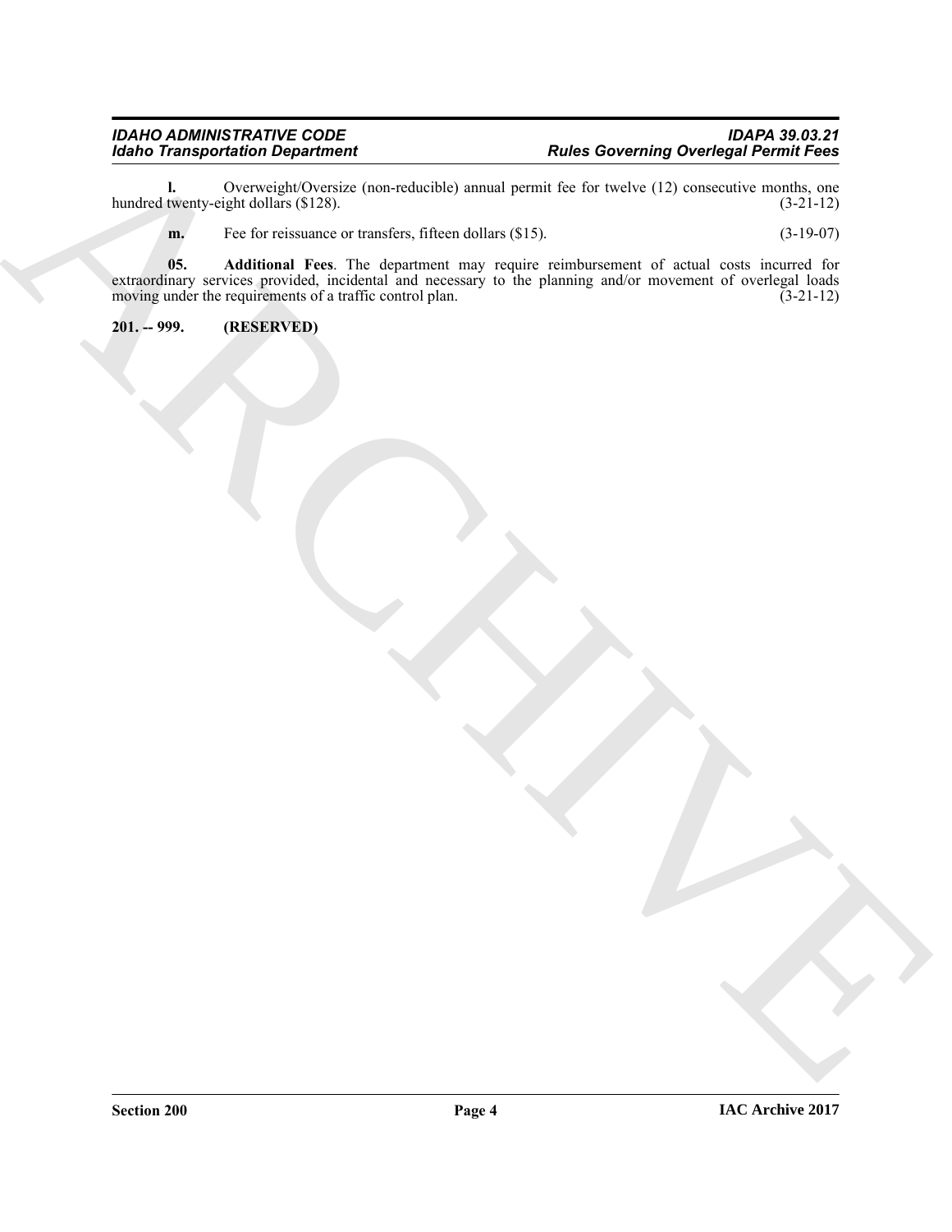**l.** Overweight/Oversize (non-reducible) annual permit fee for twelve (12) consecutive months, one hundred twenty-eight dollars ($128). (3-21-12)

**m.** Fee for reissuance or transfers, fifteen dollars ($15). (3-19-07)

**05. Additional Fees**. The department may require reimbursement of actual costs incurred for extraordinary services provided, incidental and necessary to the planning and/or movement of overlegal loads moving under the requirements of a traffic control plan. (3-21-12)

**201. -- 999. (RESERVED)**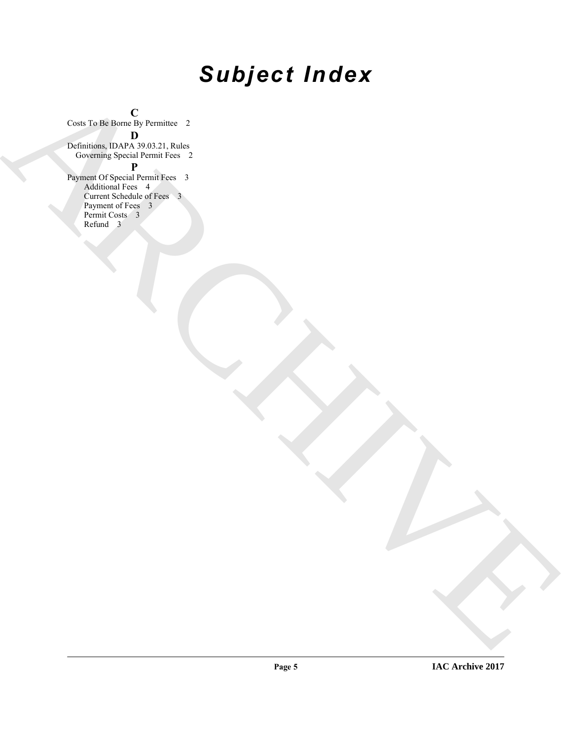# *Subject Index*

**C**

Costs To Be Borne By Permittee 2

**D**

Definitions, IDAPA 39.03.21, Rules Governing Special Permit Fees 2

**P**

Payment Of Special Permit Fees 3
- Additional Fees 4
- Current Schedule of Fees 3
- Payment of Fees 3
- Permit Costs 3
- Refund 3